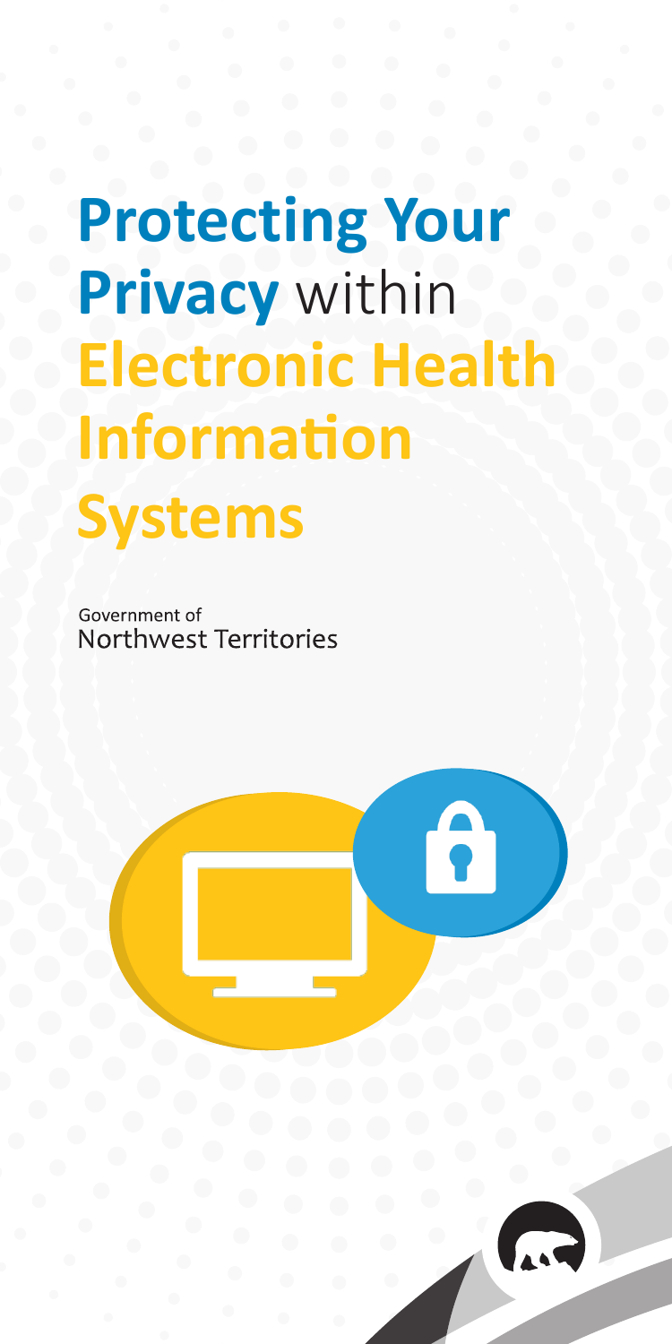# Protecting Your Privacy within Electronic Health Information Systems

Government of
Northwest Territories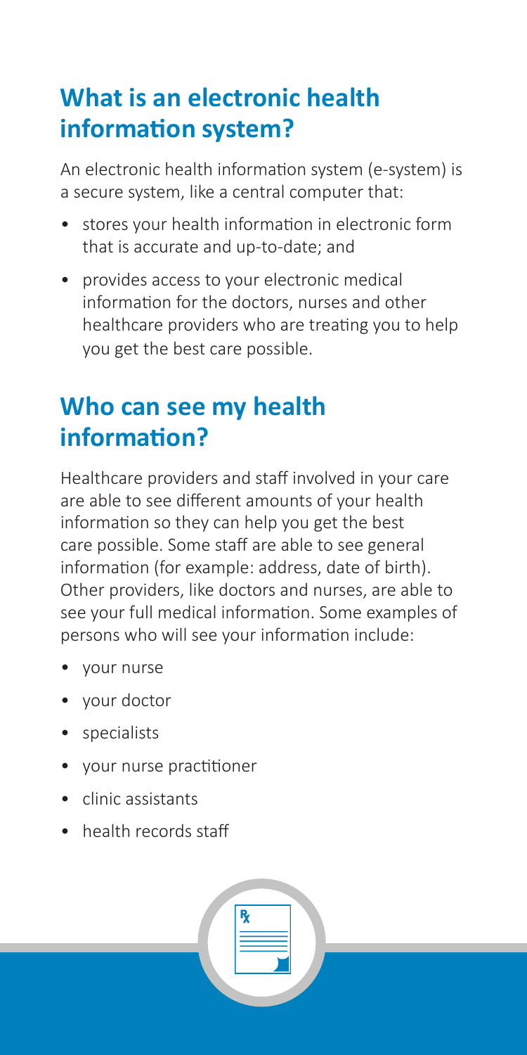## What is an electronic health information system?

An electronic health information system (e-system) is a secure system, like a central computer that:

- stores your health information in electronic form that is accurate and up-to-date; and
- provides access to your electronic medical information for the doctors, nurses and other healthcare providers who are treating you to help you get the best care possible.

## Who can see my health information?

Healthcare providers and staff involved in your care are able to see different amounts of your health information so they can help you get the best care possible. Some staff are able to see general information (for example: address, date of birth). Other providers, like doctors and nurses, are able to see your full medical information. Some examples of persons who will see your information include:

- your nurse
- your doctor
- specialists
- your nurse practitioner
- clinic assistants
- health records staff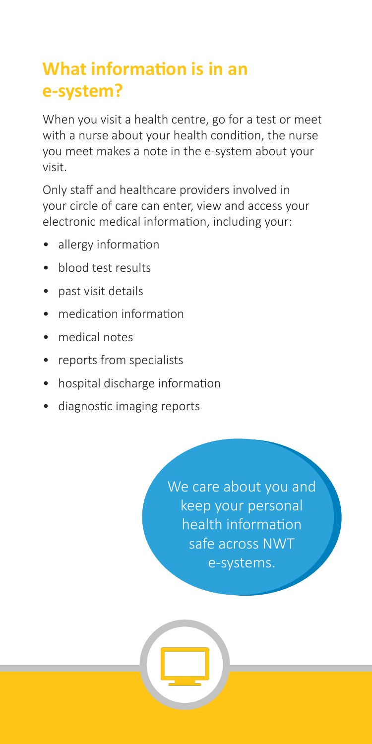## What information is in an e-system?

When you visit a health centre, go for a test or meet with a nurse about your health condition, the nurse you meet makes a note in the e-system about your visit.

Only staff and healthcare providers involved in your circle of care can enter, view and access your electronic medical information, including your:

- allergy information
- blood test results
- past visit details
- medication information
- medical notes
- reports from specialists
- hospital discharge information
- diagnostic imaging reports

We care about you and keep your personal health information safe across NWT e-systems.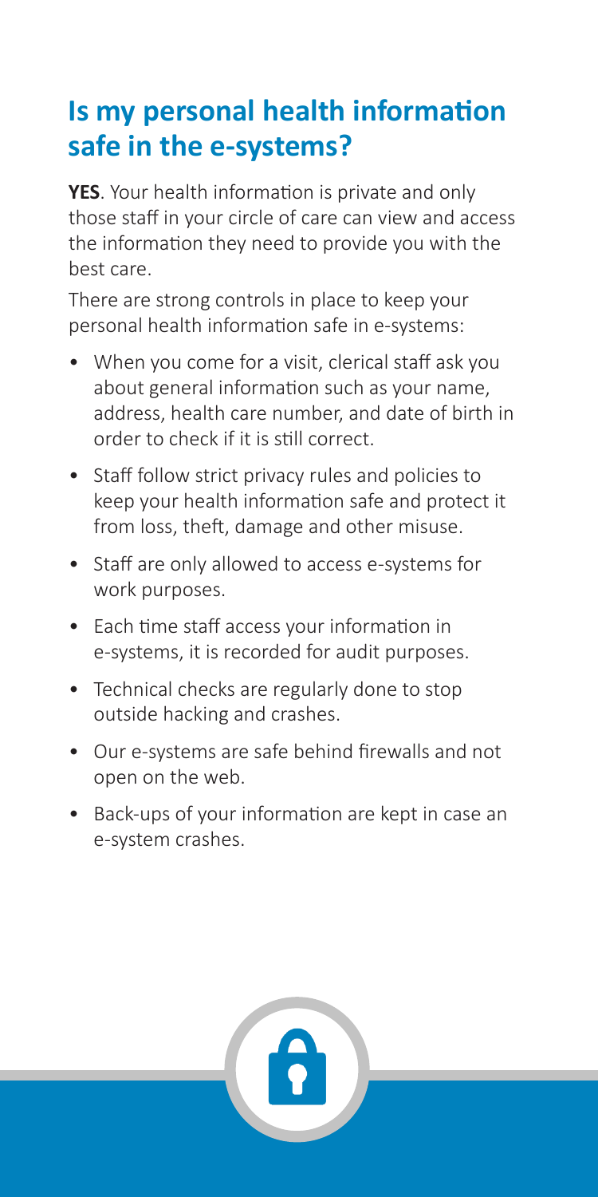## Is my personal health information safe in the e-systems?

**YES**. Your health information is private and only those staff in your circle of care can view and access the information they need to provide you with the best care.

There are strong controls in place to keep your personal health information safe in e-systems:

- When you come for a visit, clerical staff ask you about general information such as your name, address, health care number, and date of birth in order to check if it is still correct.
- Staff follow strict privacy rules and policies to keep your health information safe and protect it from loss, theft, damage and other misuse.
- Staff are only allowed to access e-systems for work purposes.
- Each time staff access your information in e-systems, it is recorded for audit purposes.
- Technical checks are regularly done to stop outside hacking and crashes.
- Our e-systems are safe behind firewalls and not open on the web.
- Back-ups of your information are kept in case an e-system crashes.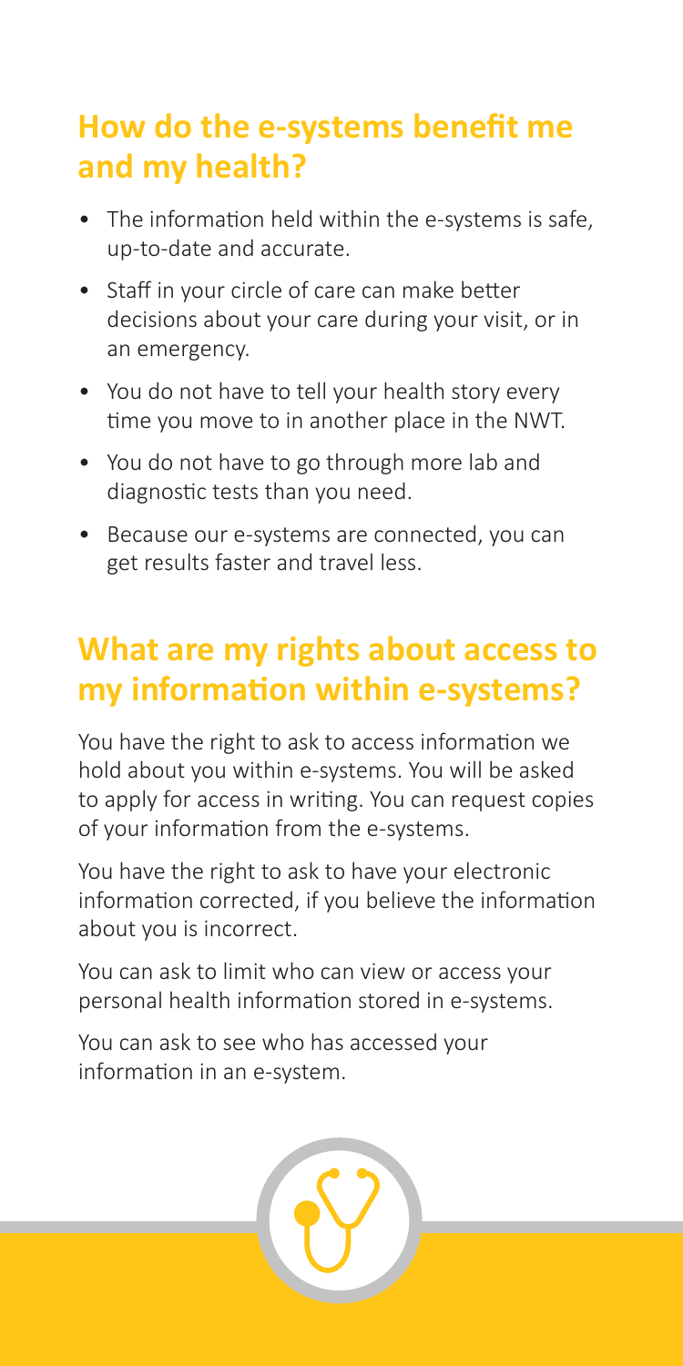## How do the e-systems benefit me and my health?

- The information held within the e-systems is safe, up-to-date and accurate.
- Staff in your circle of care can make better decisions about your care during your visit, or in an emergency.
- You do not have to tell your health story every time you move to in another place in the NWT.
- You do not have to go through more lab and diagnostic tests than you need.
- Because our e-systems are connected, you can get results faster and travel less.

## What are my rights about access to my information within e-systems?

You have the right to ask to access information we hold about you within e-systems. You will be asked to apply for access in writing. You can request copies of your information from the e-systems.

You have the right to ask to have your electronic information corrected, if you believe the information about you is incorrect.

You can ask to limit who can view or access your personal health information stored in e-systems.

You can ask to see who has accessed your information in an e-system.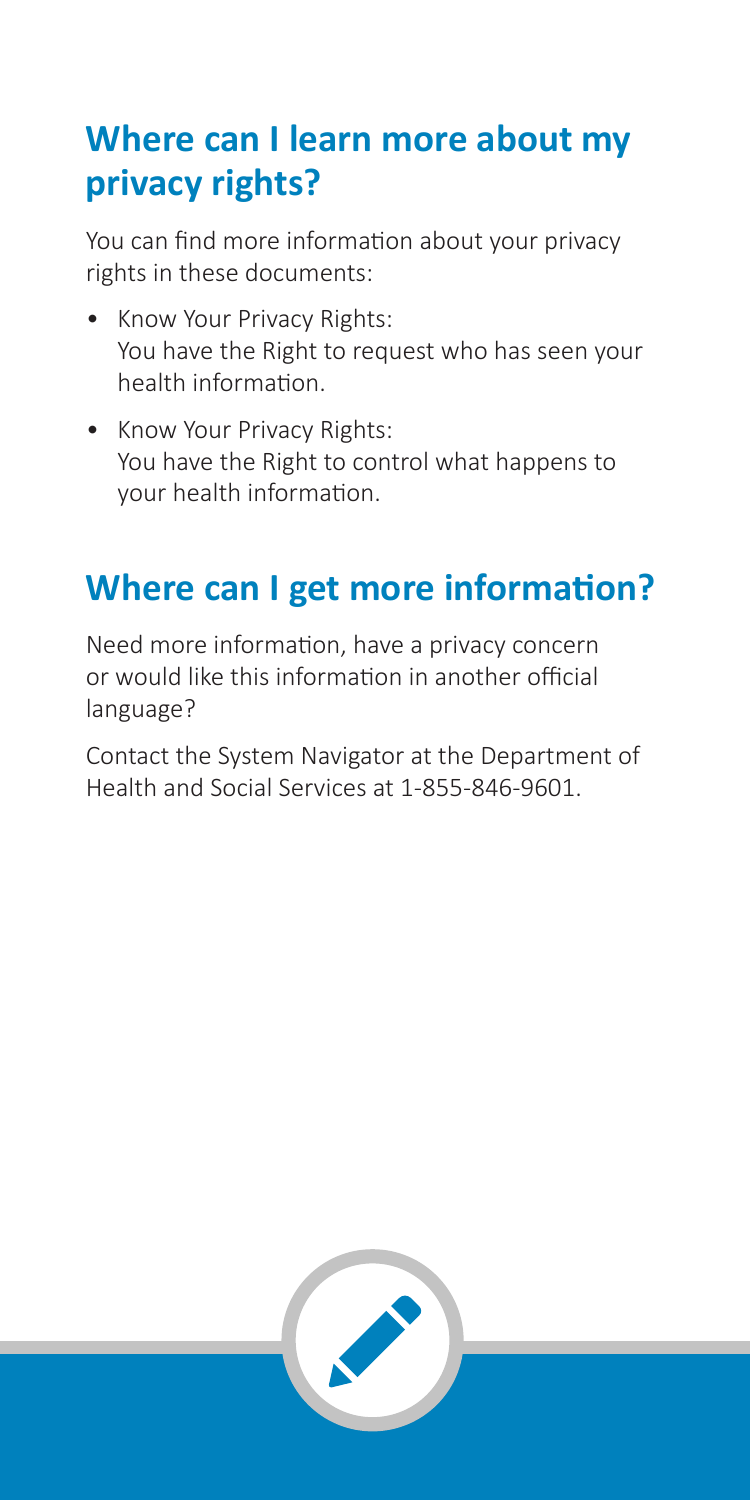## Where can I learn more about my privacy rights?

You can find more information about your privacy rights in these documents:

- Know Your Privacy Rights:
  You have the Right to request who has seen your health information.
- Know Your Privacy Rights:
  You have the Right to control what happens to your health information.

## Where can I get more information?

Need more information, have a privacy concern or would like this information in another official language?

Contact the System Navigator at the Department of Health and Social Services at 1-855-846-9601.